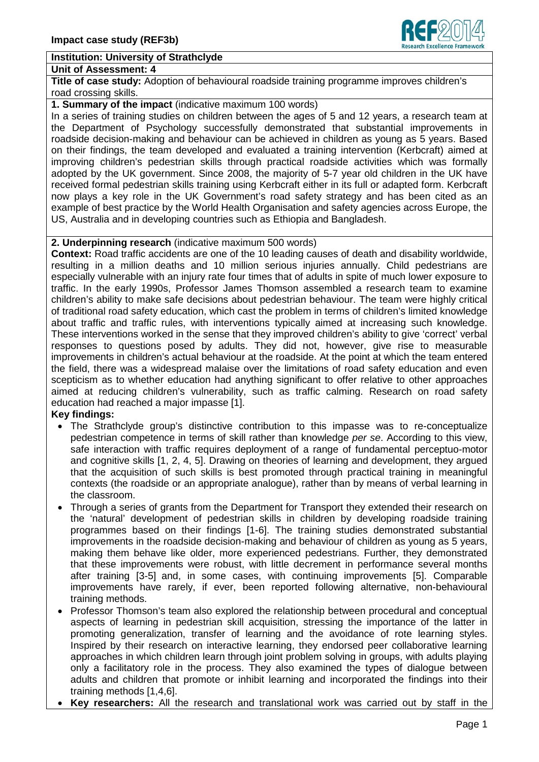**Impact case study (REF3b)**

**Institution: University of Strathclyde**

**Unit of Assessment: 4**

**Title of case study:** Adoption of behavioural roadside training programme improves children's road crossing skills.

**1. Summary of the impact** (indicative maximum 100 words)

In a series of training studies on children between the ages of 5 and 12 years, a research team at the Department of Psychology successfully demonstrated that substantial improvements in roadside decision-making and behaviour can be achieved in children as young as 5 years. Based on their findings, the team developed and evaluated a training intervention (Kerbcraft) aimed at improving children's pedestrian skills through practical roadside activities which was formally adopted by the UK government. Since 2008, the majority of 5-7 year old children in the UK have received formal pedestrian skills training using Kerbcraft either in its full or adapted form. Kerbcraft now plays a key role in the UK Government's road safety strategy and has been cited as an example of best practice by the World Health Organisation and safety agencies across Europe, the US, Australia and in developing countries such as Ethiopia and Bangladesh.

**2. Underpinning research** (indicative maximum 500 words)

**Context:** Road traffic accidents are one of the 10 leading causes of death and disability worldwide, resulting in a million deaths and 10 million serious injuries annually. Child pedestrians are especially vulnerable with an injury rate four times that of adults in spite of much lower exposure to traffic. In the early 1990s, Professor James Thomson assembled a research team to examine children's ability to make safe decisions about pedestrian behaviour. The team were highly critical of traditional road safety education, which cast the problem in terms of children's limited knowledge about traffic and traffic rules, with interventions typically aimed at increasing such knowledge. These interventions worked in the sense that they improved children's ability to give 'correct' verbal responses to questions posed by adults. They did not, however, give rise to measurable improvements in children's actual behaviour at the roadside. At the point at which the team entered the field, there was a widespread malaise over the limitations of road safety education and even scepticism as to whether education had anything significant to offer relative to other approaches aimed at reducing children's vulnerability, such as traffic calming. Research on road safety education had reached a major impasse [1].

**Key findings:**

- The Strathclyde group's distinctive contribution to this impasse was to re-conceptualize pedestrian competence in terms of skill rather than knowledge *per se*. According to this view, safe interaction with traffic requires deployment of a range of fundamental perceptuo-motor and cognitive skills [1, 2, 4, 5]. Drawing on theories of learning and development, they argued that the acquisition of such skills is best promoted through practical training in meaningful contexts (the roadside or an appropriate analogue), rather than by means of verbal learning in the classroom.
- Through a series of grants from the Department for Transport they extended their research on the 'natural' development of pedestrian skills in children by developing roadside training programmes based on their findings [1-6]. The training studies demonstrated substantial improvements in the roadside decision-making and behaviour of children as young as 5 years, making them behave like older, more experienced pedestrians. Further, they demonstrated that these improvements were robust, with little decrement in performance several months after training [3-5] and, in some cases, with continuing improvements [5]. Comparable improvements have rarely, if ever, been reported following alternative, non-behavioural training methods.
- Professor Thomson's team also explored the relationship between procedural and conceptual aspects of learning in pedestrian skill acquisition, stressing the importance of the latter in promoting generalization, transfer of learning and the avoidance of rote learning styles. Inspired by their research on interactive learning, they endorsed peer collaborative learning approaches in which children learn through joint problem solving in groups, with adults playing only a facilitatory role in the process. They also examined the types of dialogue between adults and children that promote or inhibit learning and incorporated the findings into their training methods [1,4,6].
- **Key researchers:** All the research and translational work was carried out by staff in the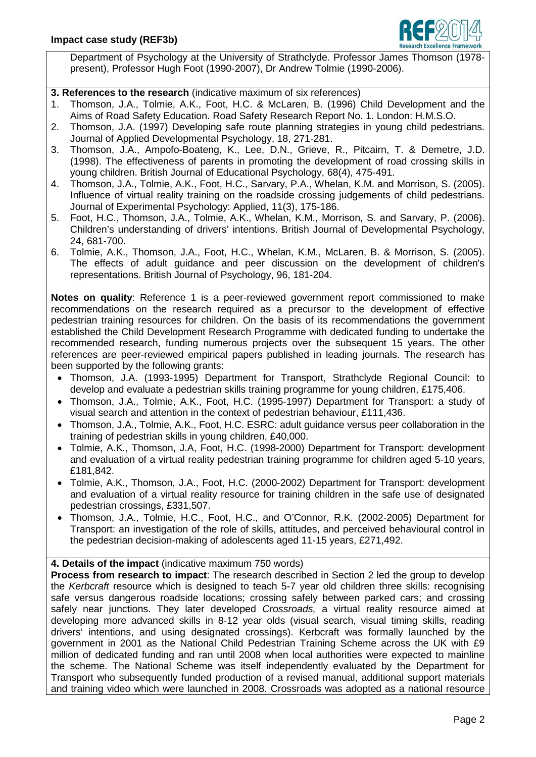Department of Psychology at the University of Strathclyde. Professor James Thomson (1978-present), Professor Hugh Foot (1990-2007), Dr Andrew Tolmie (1990-2006).

**3. References to the research** (indicative maximum of six references)

1. Thomson, J.A., Tolmie, A.K., Foot, H.C. & McLaren, B. (1996) Child Development and the Aims of Road Safety Education. Road Safety Research Report No. 1. London: H.M.S.O.
2. Thomson, J.A. (1997) Developing safe route planning strategies in young child pedestrians. Journal of Applied Developmental Psychology, 18, 271-281.
3. Thomson, J.A., Ampofo-Boateng, K., Lee, D.N., Grieve, R., Pitcairn, T. & Demetre, J.D. (1998). The effectiveness of parents in promoting the development of road crossing skills in young children. British Journal of Educational Psychology, 68(4), 475-491.
4. Thomson, J.A., Tolmie, A.K., Foot, H.C., Sarvary, P.A., Whelan, K.M. and Morrison, S. (2005). Influence of virtual reality training on the roadside crossing judgements of child pedestrians. Journal of Experimental Psychology: Applied, 11(3), 175-186.
5. Foot, H.C., Thomson, J.A., Tolmie, A.K., Whelan, K.M., Morrison, S. and Sarvary, P. (2006). Children's understanding of drivers' intentions. British Journal of Developmental Psychology, 24, 681-700.
6. Tolmie, A.K., Thomson, J.A., Foot, H.C., Whelan, K.M., McLaren, B. & Morrison, S. (2005). The effects of adult guidance and peer discussion on the development of children's representations. British Journal of Psychology, 96, 181-204.

**Notes on quality**: Reference 1 is a peer-reviewed government report commissioned to make recommendations on the research required as a precursor to the development of effective pedestrian training resources for children. On the basis of its recommendations the government established the Child Development Research Programme with dedicated funding to undertake the recommended research, funding numerous projects over the subsequent 15 years. The other references are peer-reviewed empirical papers published in leading journals. The research has been supported by the following grants:

- Thomson, J.A. (1993-1995) Department for Transport, Strathclyde Regional Council: to develop and evaluate a pedestrian skills training programme for young children, £175,406.
- Thomson, J.A., Tolmie, A.K., Foot, H.C. (1995-1997) Department for Transport: a study of visual search and attention in the context of pedestrian behaviour, £111,436.
- Thomson, J.A., Tolmie, A.K., Foot, H.C. ESRC: adult guidance versus peer collaboration in the training of pedestrian skills in young children, £40,000.
- Tolmie, A.K., Thomson, J.A, Foot, H.C. (1998-2000) Department for Transport: development and evaluation of a virtual reality pedestrian training programme for children aged 5-10 years, £181,842.
- Tolmie, A.K., Thomson, J.A., Foot, H.C. (2000-2002) Department for Transport: development and evaluation of a virtual reality resource for training children in the safe use of designated pedestrian crossings, £331,507.
- Thomson, J.A., Tolmie, H.C., Foot, H.C., and O'Connor, R.K. (2002-2005) Department for Transport: an investigation of the role of skills, attitudes, and perceived behavioural control in the pedestrian decision-making of adolescents aged 11-15 years, £271,492.

**4. Details of the impact** (indicative maximum 750 words)

**Process from research to impact**: The research described in Section 2 led the group to develop the *Kerbcraft* resource which is designed to teach 5-7 year old children three skills: recognising safe versus dangerous roadside locations; crossing safely between parked cars; and crossing safely near junctions. They later developed *Crossroads,* a virtual reality resource aimed at developing more advanced skills in 8-12 year olds (visual search, visual timing skills, reading drivers' intentions, and using designated crossings). Kerbcraft was formally launched by the government in 2001 as the National Child Pedestrian Training Scheme across the UK with £9 million of dedicated funding and ran until 2008 when local authorities were expected to mainline the scheme. The National Scheme was itself independently evaluated by the Department for Transport who subsequently funded production of a revised manual, additional support materials and training video which were launched in 2008. Crossroads was adopted as a national resource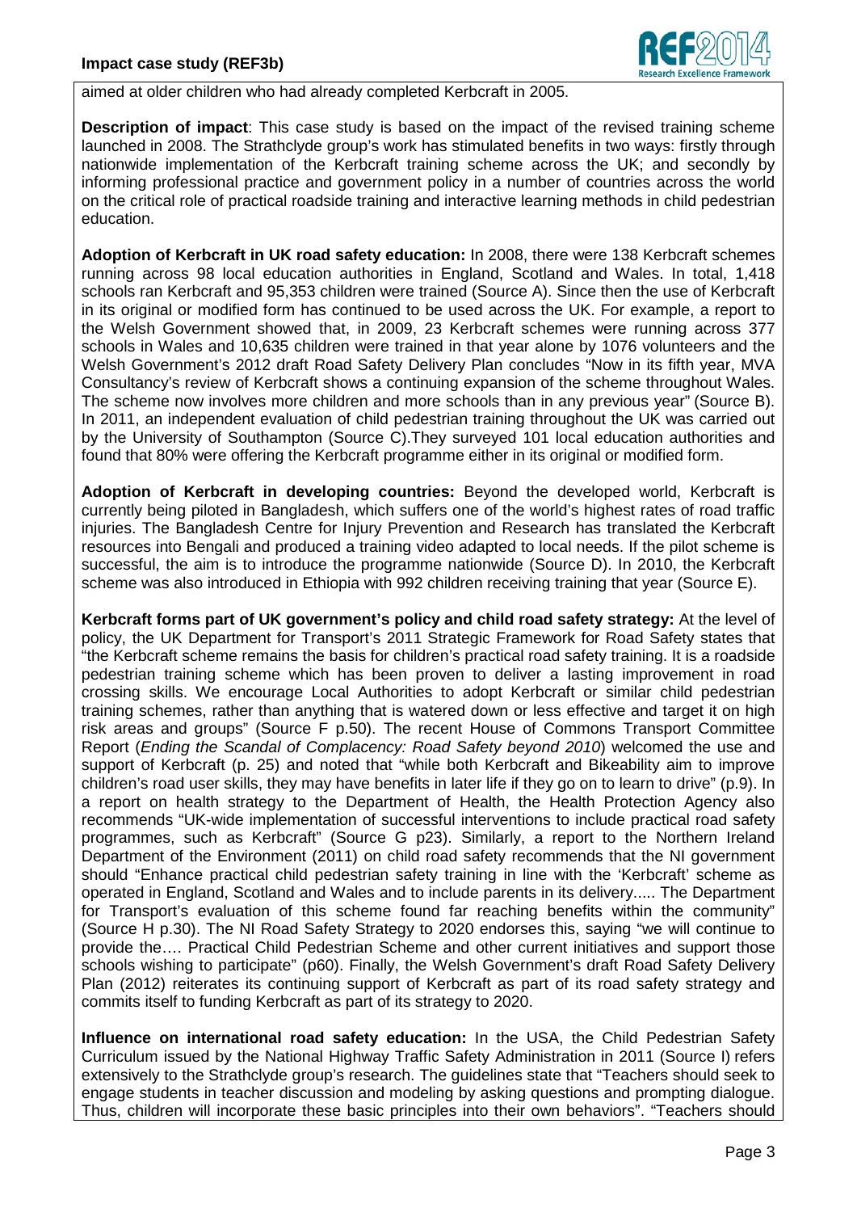aimed at older children who had already completed Kerbcraft in 2005.

**Description of impact**: This case study is based on the impact of the revised training scheme launched in 2008. The Strathclyde group's work has stimulated benefits in two ways: firstly through nationwide implementation of the Kerbcraft training scheme across the UK; and secondly by informing professional practice and government policy in a number of countries across the world on the critical role of practical roadside training and interactive learning methods in child pedestrian education.

**Adoption of Kerbcraft in UK road safety education:** In 2008, there were 138 Kerbcraft schemes running across 98 local education authorities in England, Scotland and Wales. In total, 1,418 schools ran Kerbcraft and 95,353 children were trained (Source A). Since then the use of Kerbcraft in its original or modified form has continued to be used across the UK. For example, a report to the Welsh Government showed that, in 2009, 23 Kerbcraft schemes were running across 377 schools in Wales and 10,635 children were trained in that year alone by 1076 volunteers and the Welsh Government's 2012 draft Road Safety Delivery Plan concludes "Now in its fifth year, MVA Consultancy's review of Kerbcraft shows a continuing expansion of the scheme throughout Wales. The scheme now involves more children and more schools than in any previous year" (Source B). In 2011, an independent evaluation of child pedestrian training throughout the UK was carried out by the University of Southampton (Source C).They surveyed 101 local education authorities and found that 80% were offering the Kerbcraft programme either in its original or modified form.

**Adoption of Kerbcraft in developing countries:** Beyond the developed world, Kerbcraft is currently being piloted in Bangladesh, which suffers one of the world's highest rates of road traffic injuries. The Bangladesh Centre for Injury Prevention and Research has translated the Kerbcraft resources into Bengali and produced a training video adapted to local needs. If the pilot scheme is successful, the aim is to introduce the programme nationwide (Source D). In 2010, the Kerbcraft scheme was also introduced in Ethiopia with 992 children receiving training that year (Source E).

**Kerbcraft forms part of UK government's policy and child road safety strategy:** At the level of policy, the UK Department for Transport's 2011 Strategic Framework for Road Safety states that "the Kerbcraft scheme remains the basis for children's practical road safety training. It is a roadside pedestrian training scheme which has been proven to deliver a lasting improvement in road crossing skills. We encourage Local Authorities to adopt Kerbcraft or similar child pedestrian training schemes, rather than anything that is watered down or less effective and target it on high risk areas and groups" (Source F p.50). The recent House of Commons Transport Committee Report (*Ending the Scandal of Complacency: Road Safety beyond 2010*) welcomed the use and support of Kerbcraft (p. 25) and noted that "while both Kerbcraft and Bikeability aim to improve children's road user skills, they may have benefits in later life if they go on to learn to drive" (p.9). In a report on health strategy to the Department of Health, the Health Protection Agency also recommends "UK-wide implementation of successful interventions to include practical road safety programmes, such as Kerbcraft" (Source G p23). Similarly, a report to the Northern Ireland Department of the Environment (2011) on child road safety recommends that the NI government should "Enhance practical child pedestrian safety training in line with the 'Kerbcraft' scheme as operated in England, Scotland and Wales and to include parents in its delivery..... The Department for Transport's evaluation of this scheme found far reaching benefits within the community" (Source H p.30). The NI Road Safety Strategy to 2020 endorses this, saying "we will continue to provide the…. Practical Child Pedestrian Scheme and other current initiatives and support those schools wishing to participate" (p60). Finally, the Welsh Government's draft Road Safety Delivery Plan (2012) reiterates its continuing support of Kerbcraft as part of its road safety strategy and commits itself to funding Kerbcraft as part of its strategy to 2020.

**Influence on international road safety education:** In the USA, the Child Pedestrian Safety Curriculum issued by the National Highway Traffic Safety Administration in 2011 (Source I) refers extensively to the Strathclyde group's research. The guidelines state that "Teachers should seek to engage students in teacher discussion and modeling by asking questions and prompting dialogue. Thus, children will incorporate these basic principles into their own behaviors". "Teachers should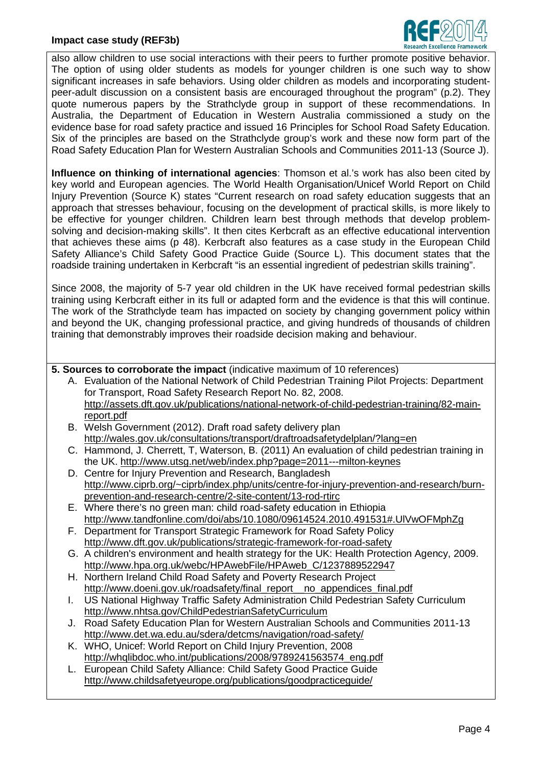also allow children to use social interactions with their peers to further promote positive behavior. The option of using older students as models for younger children is one such way to show significant increases in safe behaviors. Using older children as models and incorporating student-peer-adult discussion on a consistent basis are encouraged throughout the program" (p.2). They quote numerous papers by the Strathclyde group in support of these recommendations. In Australia, the Department of Education in Western Australia commissioned a study on the evidence base for road safety practice and issued 16 Principles for School Road Safety Education. Six of the principles are based on the Strathclyde group's work and these now form part of the Road Safety Education Plan for Western Australian Schools and Communities 2011-13 (Source J).

**Influence on thinking of international agencies**: Thomson et al.'s work has also been cited by key world and European agencies. The World Health Organisation/Unicef World Report on Child Injury Prevention (Source K) states "Current research on road safety education suggests that an approach that stresses behaviour, focusing on the development of practical skills, is more likely to be effective for younger children. Children learn best through methods that develop problem-solving and decision-making skills". It then cites Kerbcraft as an effective educational intervention that achieves these aims (p 48). Kerbcraft also features as a case study in the European Child Safety Alliance's Child Safety Good Practice Guide (Source L). This document states that the roadside training undertaken in Kerbcraft "is an essential ingredient of pedestrian skills training".

Since 2008, the majority of 5-7 year old children in the UK have received formal pedestrian skills training using Kerbcraft either in its full or adapted form and the evidence is that this will continue. The work of the Strathclyde team has impacted on society by changing government policy within and beyond the UK, changing professional practice, and giving hundreds of thousands of children training that demonstrably improves their roadside decision making and behaviour.

**5. Sources to corroborate the impact** (indicative maximum of 10 references)

A. Evaluation of the National Network of Child Pedestrian Training Pilot Projects: Department for Transport, Road Safety Research Report No. 82, 2008. http://assets.dft.gov.uk/publications/national-network-of-child-pedestrian-training/82-main-report.pdf
B. Welsh Government (2012). Draft road safety delivery plan http://wales.gov.uk/consultations/transport/draftroadsafetydelplan/?lang=en
C. Hammond, J. Cherrett, T, Waterson, B. (2011) An evaluation of child pedestrian training in the UK. http://www.utsg.net/web/index.php?page=2011---milton-keynes
D. Centre for Injury Prevention and Research, Bangladesh http://www.ciprb.org/~ciprb/index.php/units/centre-for-injury-prevention-and-research/burn-prevention-and-research-centre/2-site-content/13-rod-rtirc
E. Where there's no green man: child road-safety education in Ethiopia http://www.tandfonline.com/doi/abs/10.1080/09614524.2010.491531#.UlVwOFMphZg
F. Department for Transport Strategic Framework for Road Safety Policy http://www.dft.gov.uk/publications/strategic-framework-for-road-safety
G. A children's environment and health strategy for the UK: Health Protection Agency, 2009. http://www.hpa.org.uk/webc/HPAwebFile/HPAweb_C/1237889522947
H. Northern Ireland Child Road Safety and Poverty Research Project http://www.doeni.gov.uk/roadsafety/final_report__no_appendices_final.pdf
I. US National Highway Traffic Safety Administration Child Pedestrian Safety Curriculum http://www.nhtsa.gov/ChildPedestrianSafetyCurriculum
J. Road Safety Education Plan for Western Australian Schools and Communities 2011-13 http://www.det.wa.edu.au/sdera/detcms/navigation/road-safety/
K. WHO, Unicef: World Report on Child Injury Prevention, 2008 http://whqlibdoc.who.int/publications/2008/9789241563574_eng.pdf
L. European Child Safety Alliance: Child Safety Good Practice Guide http://www.childsafetyeurope.org/publications/goodpracticeguide/